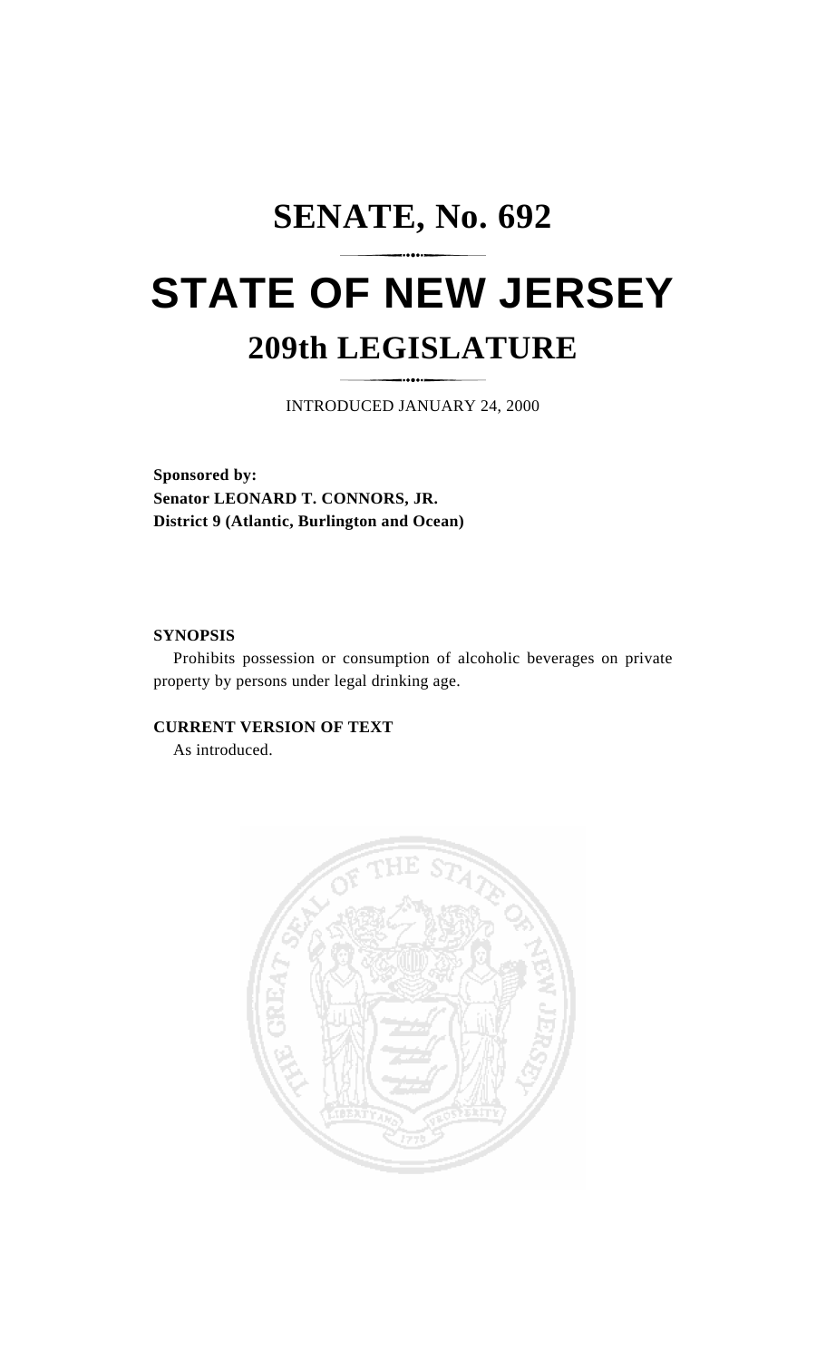# SENATE, No. 692

# STATE OF NEW JERSEY

## 209th LEGISLATURE

INTRODUCED JANUARY 24, 2000

**Sponsored by:**
**Senator LEONARD T. CONNORS, JR.**
**District 9 (Atlantic, Burlington and Ocean)**

**SYNOPSIS**

Prohibits possession or consumption of alcoholic beverages on private property by persons under legal drinking age.

**CURRENT VERSION OF TEXT**

As introduced.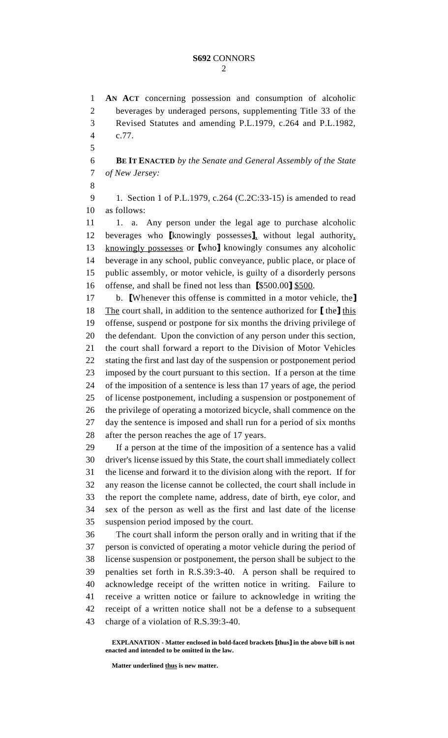**AN ACT** concerning possession and consumption of alcoholic beverages by underaged persons, supplementing Title 33 of the Revised Statutes and amending P.L.1979, c.264 and P.L.1982, c.77.

**BE IT ENACTED** *by the Senate and General Assembly of the State of New Jersey:*

1. Section 1 of P.L.1979, c.264 (C.2C:33-15) is amended to read as follows:

1. a. Any person under the legal age to purchase alcoholic beverages who **[**knowingly possesses**]**, without legal authority, knowingly possesses or **[**who**]** knowingly consumes any alcoholic beverage in any school, public conveyance, public place, or place of public assembly, or motor vehicle, is guilty of a disorderly persons offense, and shall be fined not less than **[**$500.00**]** $500.

b. **[**Whenever this offense is committed in a motor vehicle, the**]** The court shall, in addition to the sentence authorized for **[** the**]** this offense, suspend or postpone for six months the driving privilege of the defendant. Upon the conviction of any person under this section, the court shall forward a report to the Division of Motor Vehicles stating the first and last day of the suspension or postponement period imposed by the court pursuant to this section. If a person at the time of the imposition of a sentence is less than 17 years of age, the period of license postponement, including a suspension or postponement of the privilege of operating a motorized bicycle, shall commence on the day the sentence is imposed and shall run for a period of six months after the person reaches the age of 17 years.

If a person at the time of the imposition of a sentence has a valid driver's license issued by this State, the court shall immediately collect the license and forward it to the division along with the report. If for any reason the license cannot be collected, the court shall include in the report the complete name, address, date of birth, eye color, and sex of the person as well as the first and last date of the license suspension period imposed by the court.

The court shall inform the person orally and in writing that if the person is convicted of operating a motor vehicle during the period of license suspension or postponement, the person shall be subject to the penalties set forth in R.S.39:3-40. A person shall be required to acknowledge receipt of the written notice in writing. Failure to receive a written notice or failure to acknowledge in writing the receipt of a written notice shall not be a defense to a subsequent charge of a violation of R.S.39:3-40.

**EXPLANATION - Matter enclosed in bold-faced brackets [thus] in the above bill is not enacted and intended to be omitted in the law.**

**Matter underlined thus is new matter.**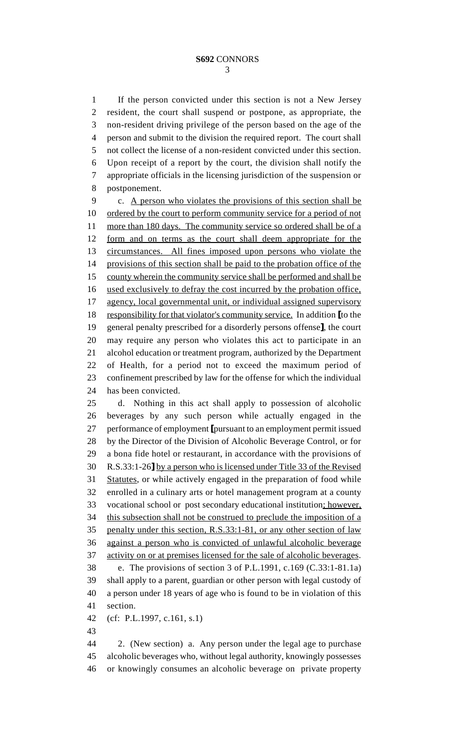If the person convicted under this section is not a New Jersey resident, the court shall suspend or postpone, as appropriate, the non-resident driving privilege of the person based on the age of the person and submit to the division the required report. The court shall not collect the license of a non-resident convicted under this section. Upon receipt of a report by the court, the division shall notify the appropriate officials in the licensing jurisdiction of the suspension or postponement.

c. <u>A person who violates the provisions of this section shall be ordered by the court to perform community service for a period of not more than 180 days. The community service so ordered shall be of a form and on terms as the court shall deem appropriate for the circumstances. All fines imposed upon persons who violate the provisions of this section shall be paid to the probation office of the county wherein the community service shall be performed and shall be used exclusively to defray the cost incurred by the probation office, agency, local governmental unit, or individual assigned supervisory responsibility for that violator's community service.</u> In addition [to the general penalty prescribed for a disorderly persons offense], the court may require any person who violates this act to participate in an alcohol education or treatment program, authorized by the Department of Health, for a period not to exceed the maximum period of confinement prescribed by law for the offense for which the individual has been convicted.

d. Nothing in this act shall apply to possession of alcoholic beverages by any such person while actually engaged in the performance of employment [pursuant to an employment permit issued by the Director of the Division of Alcoholic Beverage Control, or for a bona fide hotel or restaurant, in accordance with the provisions of R.S.33:1-26] <u>by a person who is licensed under Title 33 of the Revised Statutes</u>, or while actively engaged in the preparation of food while enrolled in a culinary arts or hotel management program at a county vocational school or post secondary educational institution<u>; however, this subsection shall not be construed to preclude the imposition of a penalty under this section, R.S.33:1-81, or any other section of law against a person who is convicted of unlawful alcoholic beverage activity on or at premises licensed for the sale of alcoholic beverages</u>.

e. The provisions of section 3 of P.L.1991, c.169 (C.33:1-81.1a) shall apply to a parent, guardian or other person with legal custody of a person under 18 years of age who is found to be in violation of this section.

(cf: P.L.1997, c.161, s.1)

2. (New section) a. Any person under the legal age to purchase alcoholic beverages who, without legal authority, knowingly possesses or knowingly consumes an alcoholic beverage on private property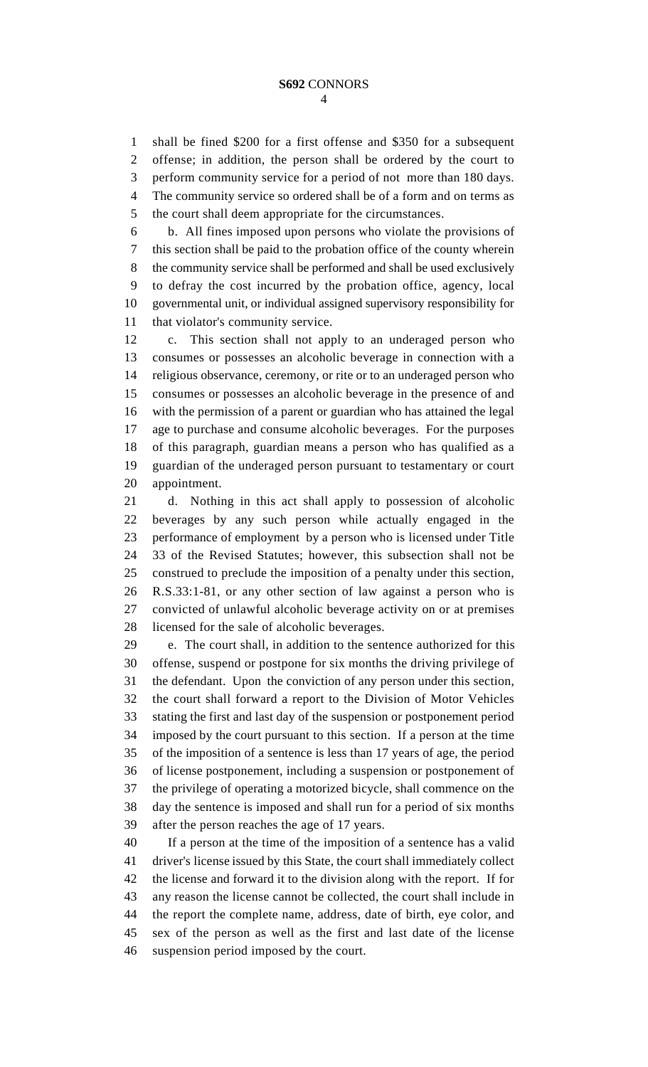shall be fined $200 for a first offense and $350 for a subsequent offense; in addition, the person shall be ordered by the court to perform community service for a period of not more than 180 days. The community service so ordered shall be of a form and on terms as the court shall deem appropriate for the circumstances.

b. All fines imposed upon persons who violate the provisions of this section shall be paid to the probation office of the county wherein the community service shall be performed and shall be used exclusively to defray the cost incurred by the probation office, agency, local governmental unit, or individual assigned supervisory responsibility for that violator's community service.

c. This section shall not apply to an underaged person who consumes or possesses an alcoholic beverage in connection with a religious observance, ceremony, or rite or to an underaged person who consumes or possesses an alcoholic beverage in the presence of and with the permission of a parent or guardian who has attained the legal age to purchase and consume alcoholic beverages. For the purposes of this paragraph, guardian means a person who has qualified as a guardian of the underaged person pursuant to testamentary or court appointment.

d. Nothing in this act shall apply to possession of alcoholic beverages by any such person while actually engaged in the performance of employment by a person who is licensed under Title 33 of the Revised Statutes; however, this subsection shall not be construed to preclude the imposition of a penalty under this section, R.S.33:1-81, or any other section of law against a person who is convicted of unlawful alcoholic beverage activity on or at premises licensed for the sale of alcoholic beverages.

e. The court shall, in addition to the sentence authorized for this offense, suspend or postpone for six months the driving privilege of the defendant. Upon the conviction of any person under this section, the court shall forward a report to the Division of Motor Vehicles stating the first and last day of the suspension or postponement period imposed by the court pursuant to this section. If a person at the time of the imposition of a sentence is less than 17 years of age, the period of license postponement, including a suspension or postponement of the privilege of operating a motorized bicycle, shall commence on the day the sentence is imposed and shall run for a period of six months after the person reaches the age of 17 years.

If a person at the time of the imposition of a sentence has a valid driver's license issued by this State, the court shall immediately collect the license and forward it to the division along with the report. If for any reason the license cannot be collected, the court shall include in the report the complete name, address, date of birth, eye color, and sex of the person as well as the first and last date of the license suspension period imposed by the court.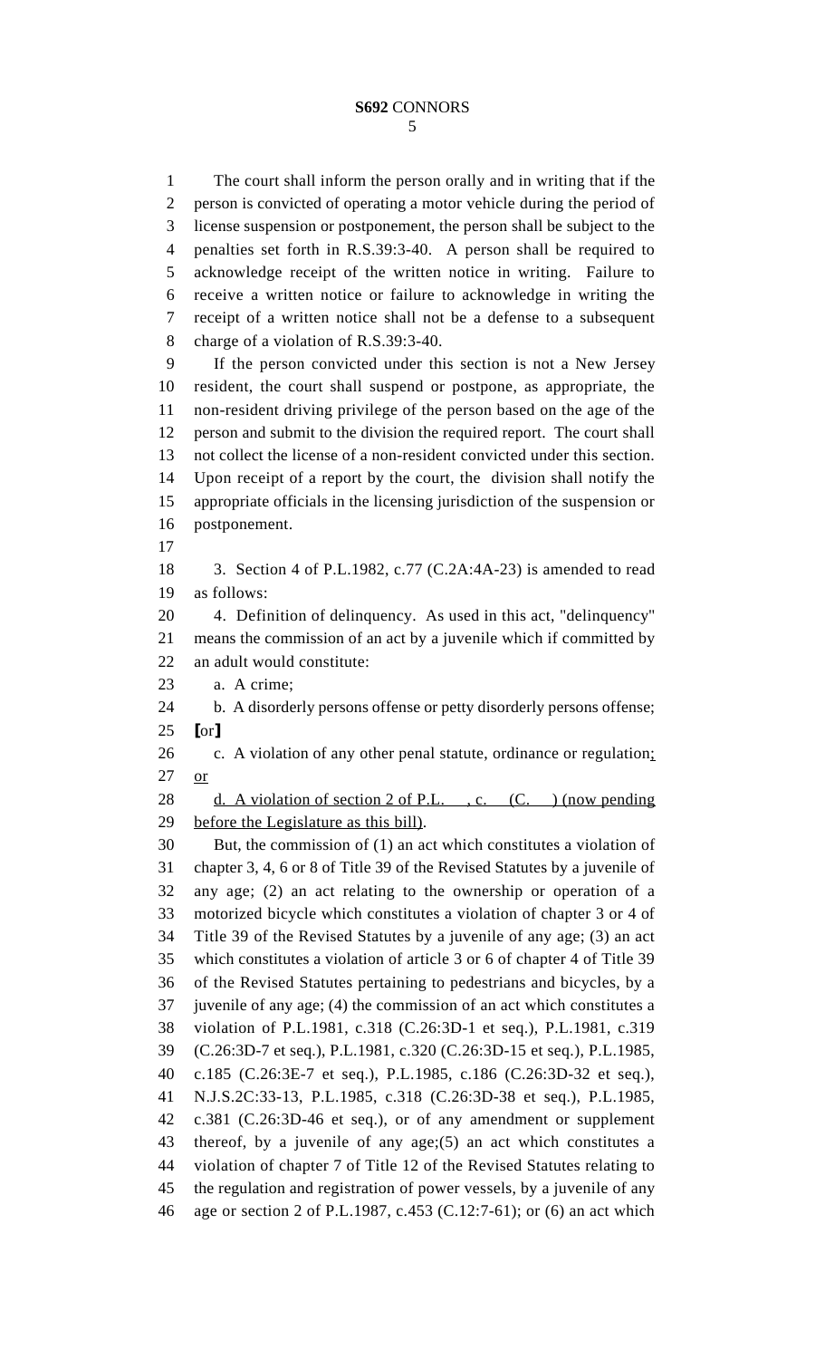The court shall inform the person orally and in writing that if the person is convicted of operating a motor vehicle during the period of license suspension or postponement, the person shall be subject to the penalties set forth in R.S.39:3-40. A person shall be required to acknowledge receipt of the written notice in writing. Failure to receive a written notice or failure to acknowledge in writing the receipt of a written notice shall not be a defense to a subsequent charge of a violation of R.S.39:3-40.

If the person convicted under this section is not a New Jersey resident, the court shall suspend or postpone, as appropriate, the non-resident driving privilege of the person based on the age of the person and submit to the division the required report. The court shall not collect the license of a non-resident convicted under this section. Upon receipt of a report by the court, the division shall notify the appropriate officials in the licensing jurisdiction of the suspension or postponement.

3. Section 4 of P.L.1982, c.77 (C.2A:4A-23) is amended to read as follows:

4. Definition of delinquency. As used in this act, "delinquency" means the commission of an act by a juvenile which if committed by an adult would constitute:

a. A crime;

b. A disorderly persons offense or petty disorderly persons offense; [or]

c. A violation of any other penal statute, ordinance or regulation; or

d. A violation of section 2 of P.L. , c. (C. ) (now pending before the Legislature as this bill).

But, the commission of (1) an act which constitutes a violation of chapter 3, 4, 6 or 8 of Title 39 of the Revised Statutes by a juvenile of any age; (2) an act relating to the ownership or operation of a motorized bicycle which constitutes a violation of chapter 3 or 4 of Title 39 of the Revised Statutes by a juvenile of any age; (3) an act which constitutes a violation of article 3 or 6 of chapter 4 of Title 39 of the Revised Statutes pertaining to pedestrians and bicycles, by a juvenile of any age; (4) the commission of an act which constitutes a violation of P.L.1981, c.318 (C.26:3D-1 et seq.), P.L.1981, c.319 (C.26:3D-7 et seq.), P.L.1981, c.320 (C.26:3D-15 et seq.), P.L.1985, c.185 (C.26:3E-7 et seq.), P.L.1985, c.186 (C.26:3D-32 et seq.), N.J.S.2C:33-13, P.L.1985, c.318 (C.26:3D-38 et seq.), P.L.1985, c.381 (C.26:3D-46 et seq.), or of any amendment or supplement thereof, by a juvenile of any age;(5) an act which constitutes a violation of chapter 7 of Title 12 of the Revised Statutes relating to the regulation and registration of power vessels, by a juvenile of any age or section 2 of P.L.1987, c.453 (C.12:7-61); or (6) an act which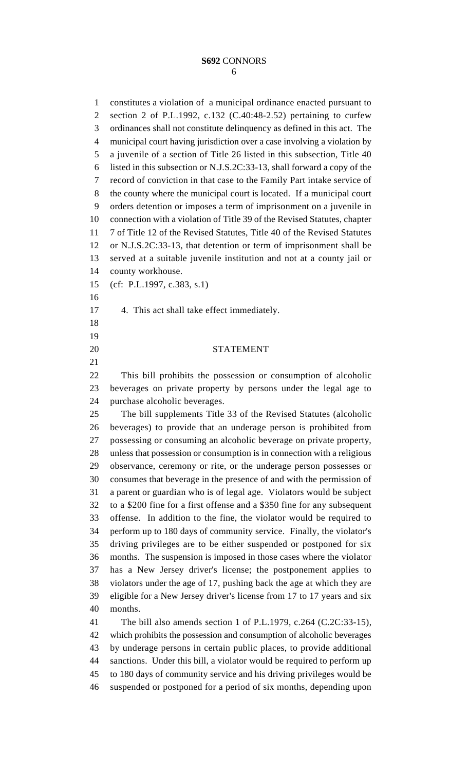constitutes a violation of a municipal ordinance enacted pursuant to section 2 of P.L.1992, c.132 (C.40:48-2.52) pertaining to curfew ordinances shall not constitute delinquency as defined in this act. The municipal court having jurisdiction over a case involving a violation by a juvenile of a section of Title 26 listed in this subsection, Title 40 listed in this subsection or N.J.S.2C:33-13, shall forward a copy of the record of conviction in that case to the Family Part intake service of the county where the municipal court is located. If a municipal court orders detention or imposes a term of imprisonment on a juvenile in connection with a violation of Title 39 of the Revised Statutes, chapter 7 of Title 12 of the Revised Statutes, Title 40 of the Revised Statutes or N.J.S.2C:33-13, that detention or term of imprisonment shall be served at a suitable juvenile institution and not at a county jail or county workhouse.

(cf: P.L.1997, c.383, s.1)

4. This act shall take effect immediately.

## STATEMENT

This bill prohibits the possession or consumption of alcoholic beverages on private property by persons under the legal age to purchase alcoholic beverages.

The bill supplements Title 33 of the Revised Statutes (alcoholic beverages) to provide that an underage person is prohibited from possessing or consuming an alcoholic beverage on private property, unless that possession or consumption is in connection with a religious observance, ceremony or rite, or the underage person possesses or consumes that beverage in the presence of and with the permission of a parent or guardian who is of legal age. Violators would be subject to a $200 fine for a first offense and a $350 fine for any subsequent offense. In addition to the fine, the violator would be required to perform up to 180 days of community service. Finally, the violator's driving privileges are to be either suspended or postponed for six months. The suspension is imposed in those cases where the violator has a New Jersey driver's license; the postponement applies to violators under the age of 17, pushing back the age at which they are eligible for a New Jersey driver's license from 17 to 17 years and six months.

The bill also amends section 1 of P.L.1979, c.264 (C.2C:33-15), which prohibits the possession and consumption of alcoholic beverages by underage persons in certain public places, to provide additional sanctions. Under this bill, a violator would be required to perform up to 180 days of community service and his driving privileges would be suspended or postponed for a period of six months, depending upon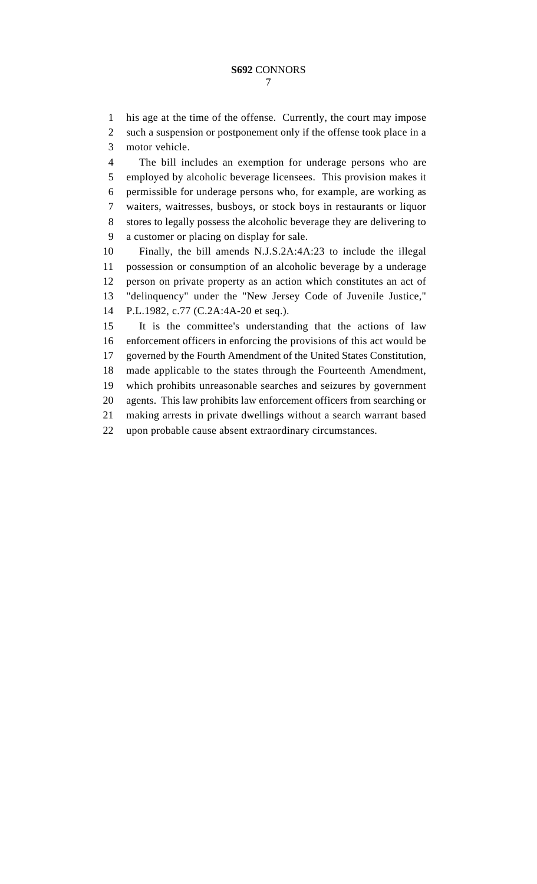his age at the time of the offense. Currently, the court may impose such a suspension or postponement only if the offense took place in a motor vehicle.

The bill includes an exemption for underage persons who are employed by alcoholic beverage licensees. This provision makes it permissible for underage persons who, for example, are working as waiters, waitresses, busboys, or stock boys in restaurants or liquor stores to legally possess the alcoholic beverage they are delivering to a customer or placing on display for sale.

Finally, the bill amends N.J.S.2A:4A:23 to include the illegal possession or consumption of an alcoholic beverage by a underage person on private property as an action which constitutes an act of "delinquency" under the "New Jersey Code of Juvenile Justice," P.L.1982, c.77 (C.2A:4A-20 et seq.).

It is the committee's understanding that the actions of law enforcement officers in enforcing the provisions of this act would be governed by the Fourth Amendment of the United States Constitution, made applicable to the states through the Fourteenth Amendment, which prohibits unreasonable searches and seizures by government agents. This law prohibits law enforcement officers from searching or making arrests in private dwellings without a search warrant based upon probable cause absent extraordinary circumstances.